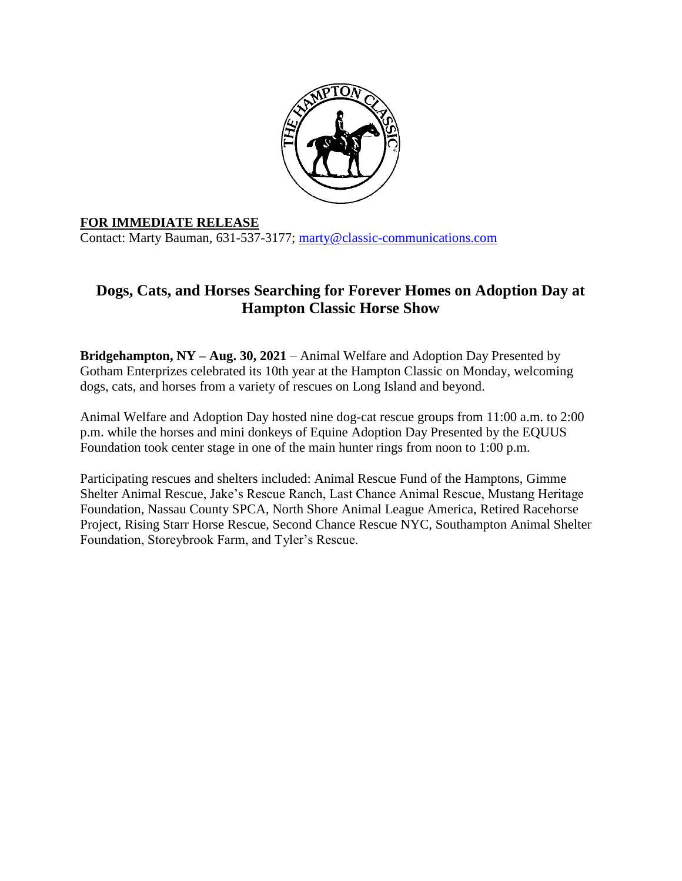**FOR IMMEDIATE RELEASE**

Contact: Marty Bauman, 631-537-3177; marty@classic-communications.com

## Dogs, Cats, and Horses Searching for Forever Homes on Adoption Day at Hampton Classic Horse Show

**Bridgehampton, NY – Aug. 30, 2021** – Animal Welfare and Adoption Day Presented by Gotham Enterprizes celebrated its 10th year at the Hampton Classic on Monday, welcoming dogs, cats, and horses from a variety of rescues on Long Island and beyond.

Animal Welfare and Adoption Day hosted nine dog-cat rescue groups from 11:00 a.m. to 2:00 p.m. while the horses and mini donkeys of Equine Adoption Day Presented by the EQUUS Foundation took center stage in one of the main hunter rings from noon to 1:00 p.m.

Participating rescues and shelters included: Animal Rescue Fund of the Hamptons, Gimme Shelter Animal Rescue, Jake's Rescue Ranch, Last Chance Animal Rescue, Mustang Heritage Foundation, Nassau County SPCA, North Shore Animal League America, Retired Racehorse Project, Rising Starr Horse Rescue, Second Chance Rescue NYC, Southampton Animal Shelter Foundation, Storeybrook Farm, and Tyler's Rescue.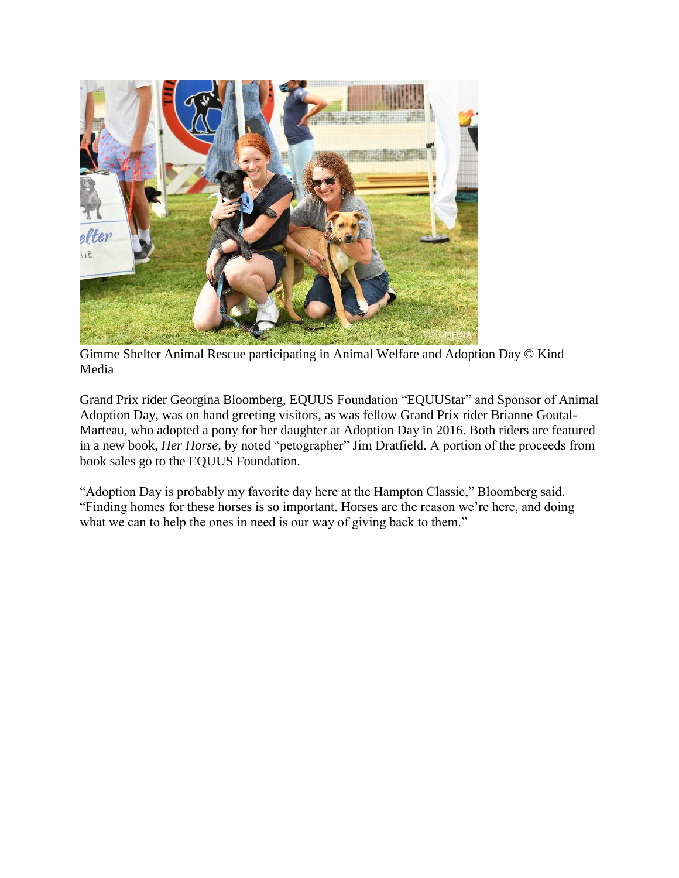Gimme Shelter Animal Rescue participating in Animal Welfare and Adoption Day © Kind Media

Grand Prix rider Georgina Bloomberg, EQUUS Foundation "EQUUStar" and Sponsor of Animal Adoption Day, was on hand greeting visitors, as was fellow Grand Prix rider Brianne Goutal-Marteau, who adopted a pony for her daughter at Adoption Day in 2016. Both riders are featured in a new book, *Her Horse*, by noted "petographer" Jim Dratfield. A portion of the proceeds from book sales go to the EQUUS Foundation.

"Adoption Day is probably my favorite day here at the Hampton Classic," Bloomberg said. "Finding homes for these horses is so important. Horses are the reason we're here, and doing what we can to help the ones in need is our way of giving back to them."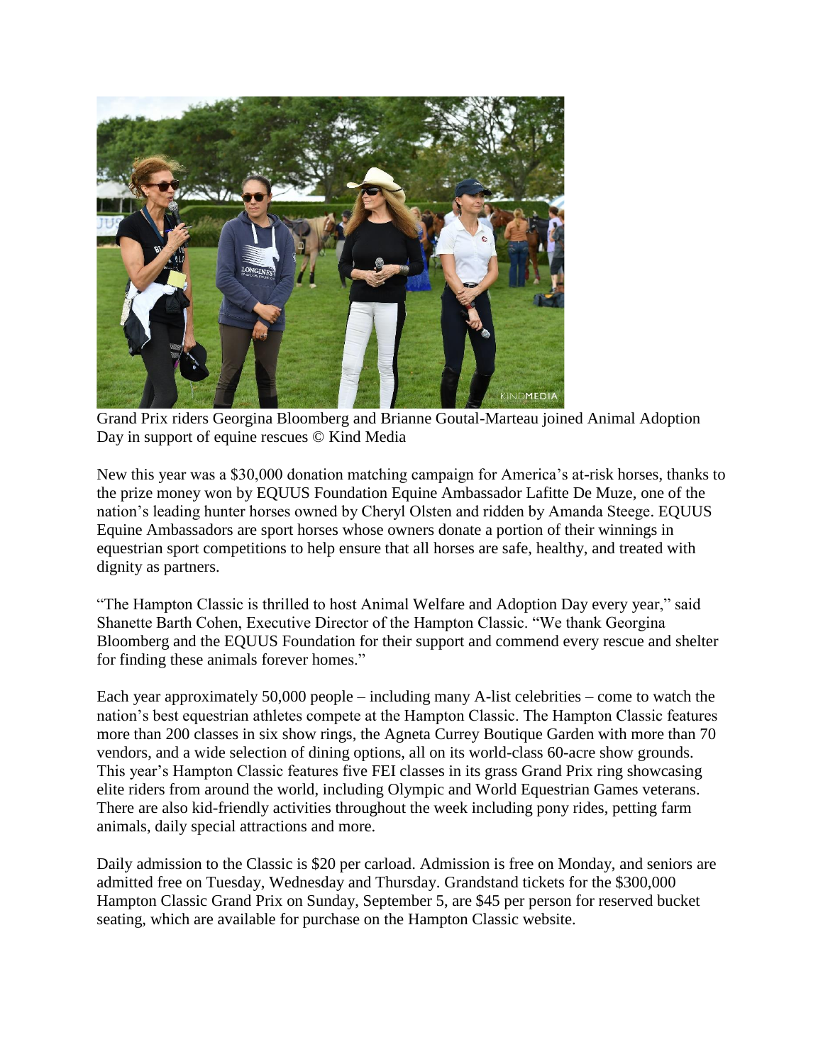Grand Prix riders Georgina Bloomberg and Brianne Goutal-Marteau joined Animal Adoption Day in support of equine rescues © Kind Media

New this year was a $30,000 donation matching campaign for America's at-risk horses, thanks to the prize money won by EQUUS Foundation Equine Ambassador Lafitte De Muze, one of the nation's leading hunter horses owned by Cheryl Olsten and ridden by Amanda Steege. EQUUS Equine Ambassadors are sport horses whose owners donate a portion of their winnings in equestrian sport competitions to help ensure that all horses are safe, healthy, and treated with dignity as partners.

"The Hampton Classic is thrilled to host Animal Welfare and Adoption Day every year," said Shanette Barth Cohen, Executive Director of the Hampton Classic. "We thank Georgina Bloomberg and the EQUUS Foundation for their support and commend every rescue and shelter for finding these animals forever homes."

Each year approximately 50,000 people – including many A-list celebrities – come to watch the nation's best equestrian athletes compete at the Hampton Classic. The Hampton Classic features more than 200 classes in six show rings, the Agneta Currey Boutique Garden with more than 70 vendors, and a wide selection of dining options, all on its world-class 60-acre show grounds. This year's Hampton Classic features five FEI classes in its grass Grand Prix ring showcasing elite riders from around the world, including Olympic and World Equestrian Games veterans. There are also kid-friendly activities throughout the week including pony rides, petting farm animals, daily special attractions and more.

Daily admission to the Classic is $20 per carload. Admission is free on Monday, and seniors are admitted free on Tuesday, Wednesday and Thursday. Grandstand tickets for the $300,000 Hampton Classic Grand Prix on Sunday, September 5, are $45 per person for reserved bucket seating, which are available for purchase on the Hampton Classic website.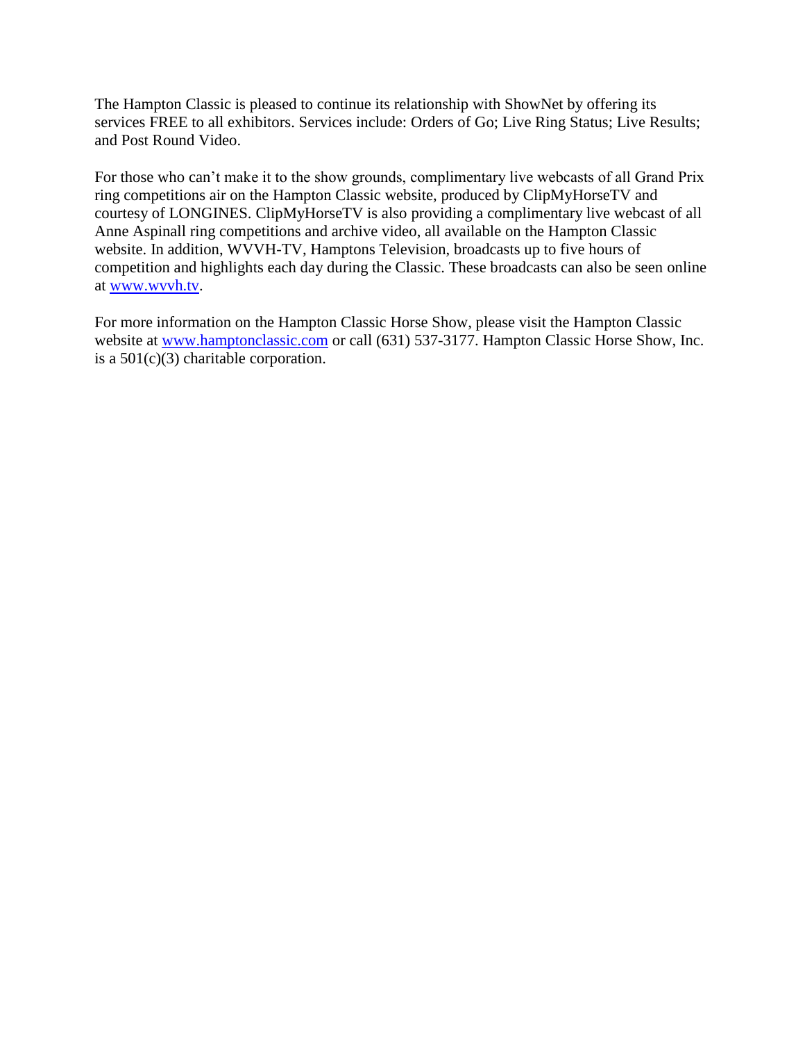The Hampton Classic is pleased to continue its relationship with ShowNet by offering its services FREE to all exhibitors. Services include: Orders of Go; Live Ring Status; Live Results; and Post Round Video.

For those who can't make it to the show grounds, complimentary live webcasts of all Grand Prix ring competitions air on the Hampton Classic website, produced by ClipMyHorseTV and courtesy of LONGINES. ClipMyHorseTV is also providing a complimentary live webcast of all Anne Aspinall ring competitions and archive video, all available on the Hampton Classic website. In addition, WVVH-TV, Hamptons Television, broadcasts up to five hours of competition and highlights each day during the Classic. These broadcasts can also be seen online at [www.wvvh.tv](http://www.wvvh.tv).

For more information on the Hampton Classic Horse Show, please visit the Hampton Classic website at [www.hamptonclassic.com](http://www.hamptonclassic.com) or call (631) 537-3177. Hampton Classic Horse Show, Inc. is a 501(c)(3) charitable corporation.